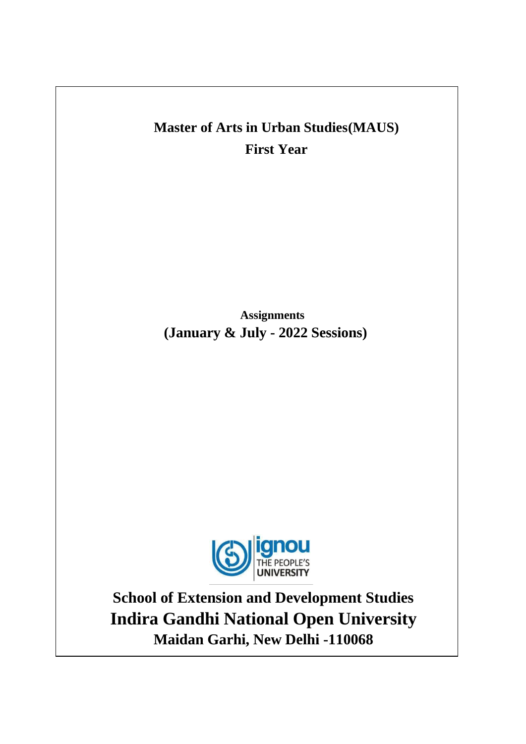# Master of Arts in Urban Studies(MAUS)

## First Year

**Assignments**

**(January & July - 2022 Sessions)**

ignou
THE PEOPLE'S
UNIVERSITY

**School of Extension and Development Studies**

**Indira Gandhi National Open University**

**Maidan Garhi, New Delhi -110068**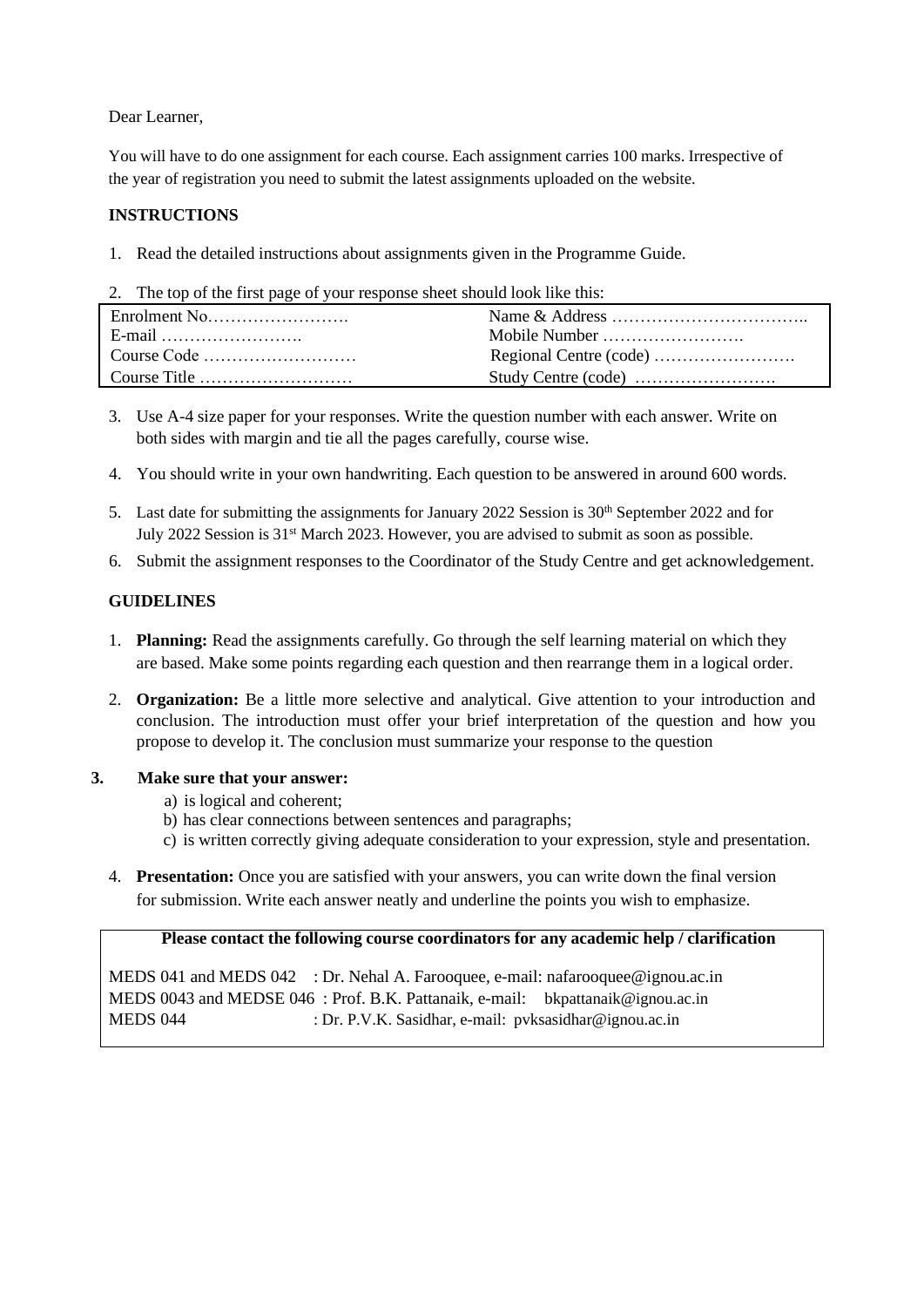Dear Learner,

You will have to do one assignment for each course. Each assignment carries 100 marks. Irrespective of the year of registration you need to submit the latest assignments uploaded on the website.

**INSTRUCTIONS**

1. Read the detailed instructions about assignments given in the Programme Guide.
2. The top of the first page of your response sheet should look like this:

| | |
|---|---|
| Enrolment No……………………. | Name & Address …………………………….. |
| E-mail ……………………. | Mobile Number ……………………. |
| Course Code ……………………… | Regional Centre (code) ……………………. |
| Course Title ……………………… | Study Centre (code) ……………………. |

3. Use A-4 size paper for your responses. Write the question number with each answer. Write on both sides with margin and tie all the pages carefully, course wise.
4. You should write in your own handwriting. Each question to be answered in around 600 words.
5. Last date for submitting the assignments for January 2022 Session is 30th September 2022 and for July 2022 Session is 31st March 2023. However, you are advised to submit as soon as possible.
6. Submit the assignment responses to the Coordinator of the Study Centre and get acknowledgement.

**GUIDELINES**

1. **Planning:** Read the assignments carefully. Go through the self learning material on which they are based. Make some points regarding each question and then rearrange them in a logical order.
2. **Organization:** Be a little more selective and analytical. Give attention to your introduction and conclusion. The introduction must offer your brief interpretation of the question and how you propose to develop it. The conclusion must summarize your response to the question
3. **Make sure that your answer:**
   a) is logical and coherent;
   b) has clear connections between sentences and paragraphs;
   c) is written correctly giving adequate consideration to your expression, style and presentation.
4. **Presentation:** Once you are satisfied with your answers, you can write down the final version for submission. Write each answer neatly and underline the points you wish to emphasize.

**Please contact the following course coordinators for any academic help / clarification**

MEDS 041 and MEDS 042 : Dr. Nehal A. Farooquee, e-mail: nafarooquee@ignou.ac.in
MEDS 0043 and MEDSE 046 : Prof. B.K. Pattanaik, e-mail: bkpattanaik@ignou.ac.in
MEDS 044 : Dr. P.V.K. Sasidhar, e-mail: pvksasidhar@ignou.ac.in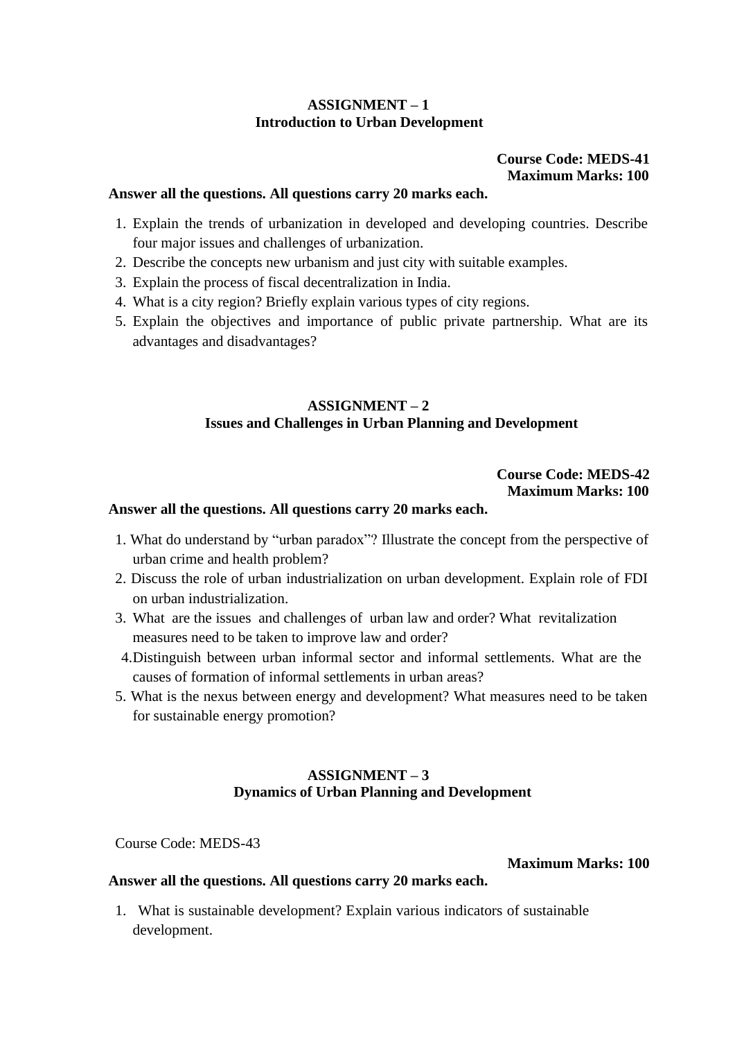**ASSIGNMENT – 1**
**Introduction to Urban Development**

**Course Code: MEDS-41**
**Maximum Marks: 100**

**Answer all the questions. All questions carry 20 marks each.**

1. Explain the trends of urbanization in developed and developing countries. Describe four major issues and challenges of urbanization.
2. Describe the concepts new urbanism and just city with suitable examples.
3. Explain the process of fiscal decentralization in India.
4. What is a city region? Briefly explain various types of city regions.
5. Explain the objectives and importance of public private partnership. What are its advantages and disadvantages?

**ASSIGNMENT – 2**
**Issues and Challenges in Urban Planning and Development**

**Course Code: MEDS-42**
**Maximum Marks: 100**

**Answer all the questions. All questions carry 20 marks each.**

1. What do understand by "urban paradox"? Illustrate the concept from the perspective of urban crime and health problem?
2. Discuss the role of urban industrialization on urban development. Explain role of FDI on urban industrialization.
3. What are the issues and challenges of urban law and order? What revitalization measures need to be taken to improve law and order?
4. Distinguish between urban informal sector and informal settlements. What are the causes of formation of informal settlements in urban areas?
5. What is the nexus between energy and development? What measures need to be taken for sustainable energy promotion?

**ASSIGNMENT – 3**
**Dynamics of Urban Planning and Development**

Course Code: MEDS-43

**Maximum Marks: 100**

**Answer all the questions. All questions carry 20 marks each.**

1. What is sustainable development? Explain various indicators of sustainable development.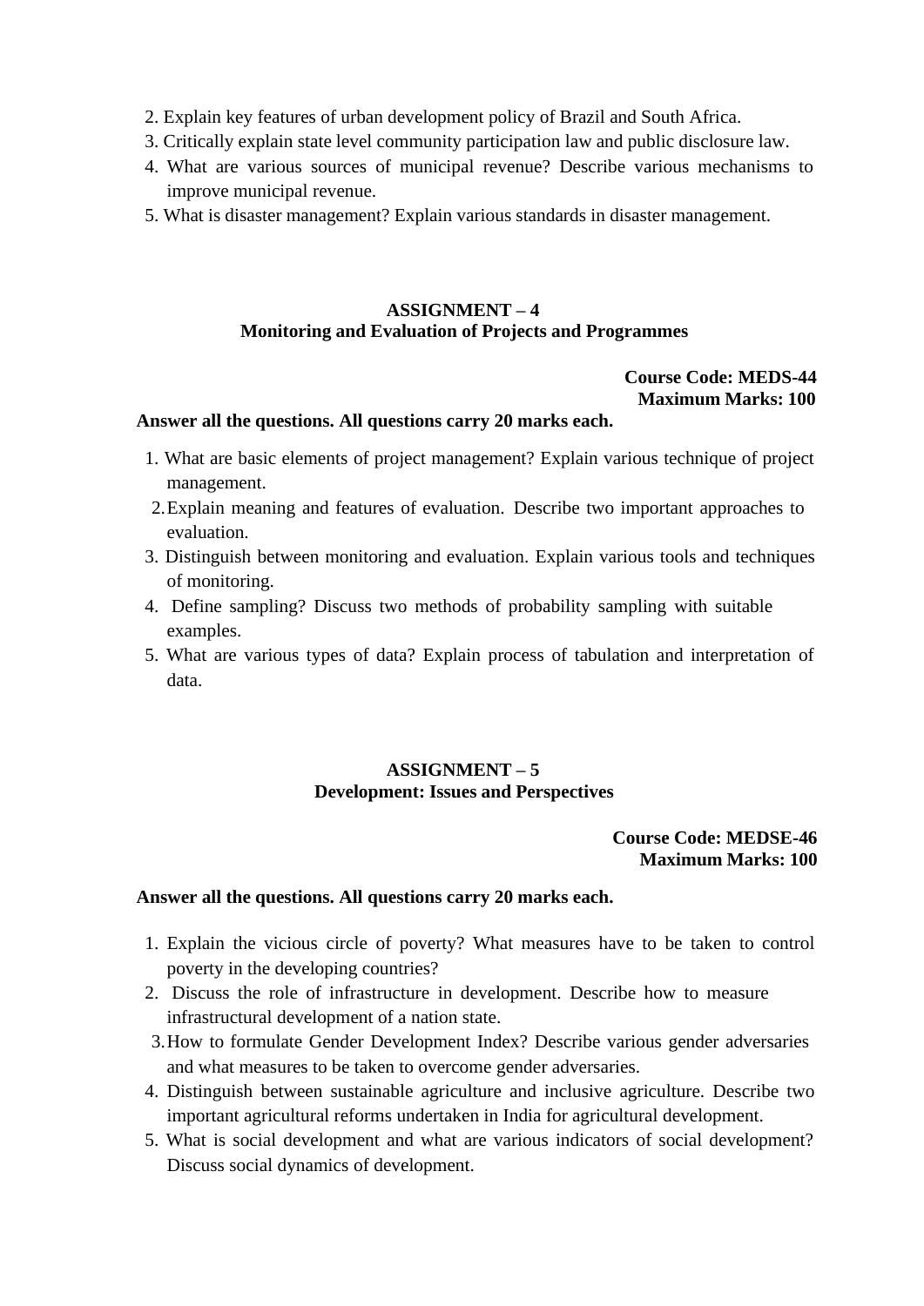2. Explain key features of urban development policy of Brazil and South Africa.
3. Critically explain state level community participation law and public disclosure law.
4. What are various sources of municipal revenue? Describe various mechanisms to improve municipal revenue.
5. What is disaster management? Explain various standards in disaster management.

## ASSIGNMENT – 4
## Monitoring and Evaluation of Projects and Programmes

**Course Code: MEDS-44**
**Maximum Marks: 100**

**Answer all the questions. All questions carry 20 marks each.**

1. What are basic elements of project management? Explain various technique of project management.
2. Explain meaning and features of evaluation. Describe two important approaches to evaluation.
3. Distinguish between monitoring and evaluation. Explain various tools and techniques of monitoring.
4. Define sampling? Discuss two methods of probability sampling with suitable examples.
5. What are various types of data? Explain process of tabulation and interpretation of data.

## ASSIGNMENT – 5
## Development: Issues and Perspectives

**Course Code: MEDSE-46**
**Maximum Marks: 100**

**Answer all the questions. All questions carry 20 marks each.**

1. Explain the vicious circle of poverty? What measures have to be taken to control poverty in the developing countries?
2. Discuss the role of infrastructure in development. Describe how to measure infrastructural development of a nation state.
3. How to formulate Gender Development Index? Describe various gender adversaries and what measures to be taken to overcome gender adversaries.
4. Distinguish between sustainable agriculture and inclusive agriculture. Describe two important agricultural reforms undertaken in India for agricultural development.
5. What is social development and what are various indicators of social development? Discuss social dynamics of development.